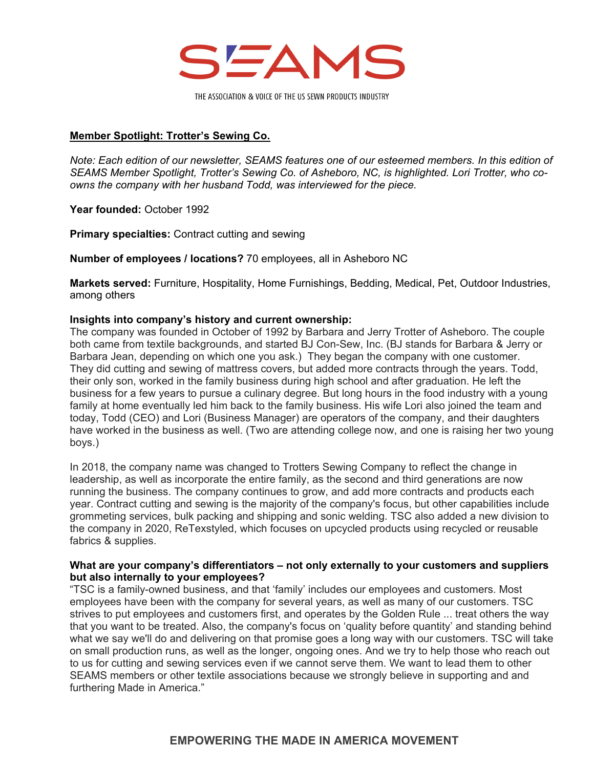# SEAMS

THE ASSOCIATION & VOICE OF THE US SEWN PRODUCTS INDUSTRY

**Member Spotlight: Trotter's Sewing Co.**

*Note: Each edition of our newsletter, SEAMS features one of our esteemed members. In this edition of SEAMS Member Spotlight, Trotter's Sewing Co. of Asheboro, NC, is highlighted. Lori Trotter, who co-owns the company with her husband Todd, was interviewed for the piece.*

**Year founded:** October 1992

**Primary specialties:** Contract cutting and sewing

**Number of employees / locations?** 70 employees, all in Asheboro NC

**Markets served:** Furniture, Hospitality, Home Furnishings, Bedding, Medical, Pet, Outdoor Industries, among others

**Insights into company's history and current ownership:**
The company was founded in October of 1992 by Barbara and Jerry Trotter of Asheboro. The couple both came from textile backgrounds, and started BJ Con-Sew, Inc. (BJ stands for Barbara & Jerry or Barbara Jean, depending on which one you ask.) They began the company with one customer. They did cutting and sewing of mattress covers, but added more contracts through the years. Todd, their only son, worked in the family business during high school and after graduation. He left the business for a few years to pursue a culinary degree. But long hours in the food industry with a young family at home eventually led him back to the family business. His wife Lori also joined the team and today, Todd (CEO) and Lori (Business Manager) are operators of the company, and their daughters have worked in the business as well. (Two are attending college now, and one is raising her two young boys.)

In 2018, the company name was changed to Trotters Sewing Company to reflect the change in leadership, as well as incorporate the entire family, as the second and third generations are now running the business. The company continues to grow, and add more contracts and products each year. Contract cutting and sewing is the majority of the company's focus, but other capabilities include grommeting services, bulk packing and shipping and sonic welding. TSC also added a new division to the company in 2020, ReTexstyled, which focuses on upcycled products using recycled or reusable fabrics & supplies.

**What are your company's differentiators – not only externally to your customers and suppliers but also internally to your employees?**
"TSC is a family-owned business, and that 'family' includes our employees and customers. Most employees have been with the company for several years, as well as many of our customers. TSC strives to put employees and customers first, and operates by the Golden Rule ... treat others the way that you want to be treated. Also, the company's focus on 'quality before quantity' and standing behind what we say we'll do and delivering on that promise goes a long way with our customers. TSC will take on small production runs, as well as the longer, ongoing ones. And we try to help those who reach out to us for cutting and sewing services even if we cannot serve them. We want to lead them to other SEAMS members or other textile associations because we strongly believe in supporting and and furthering Made in America."

**EMPOWERING THE MADE IN AMERICA MOVEMENT**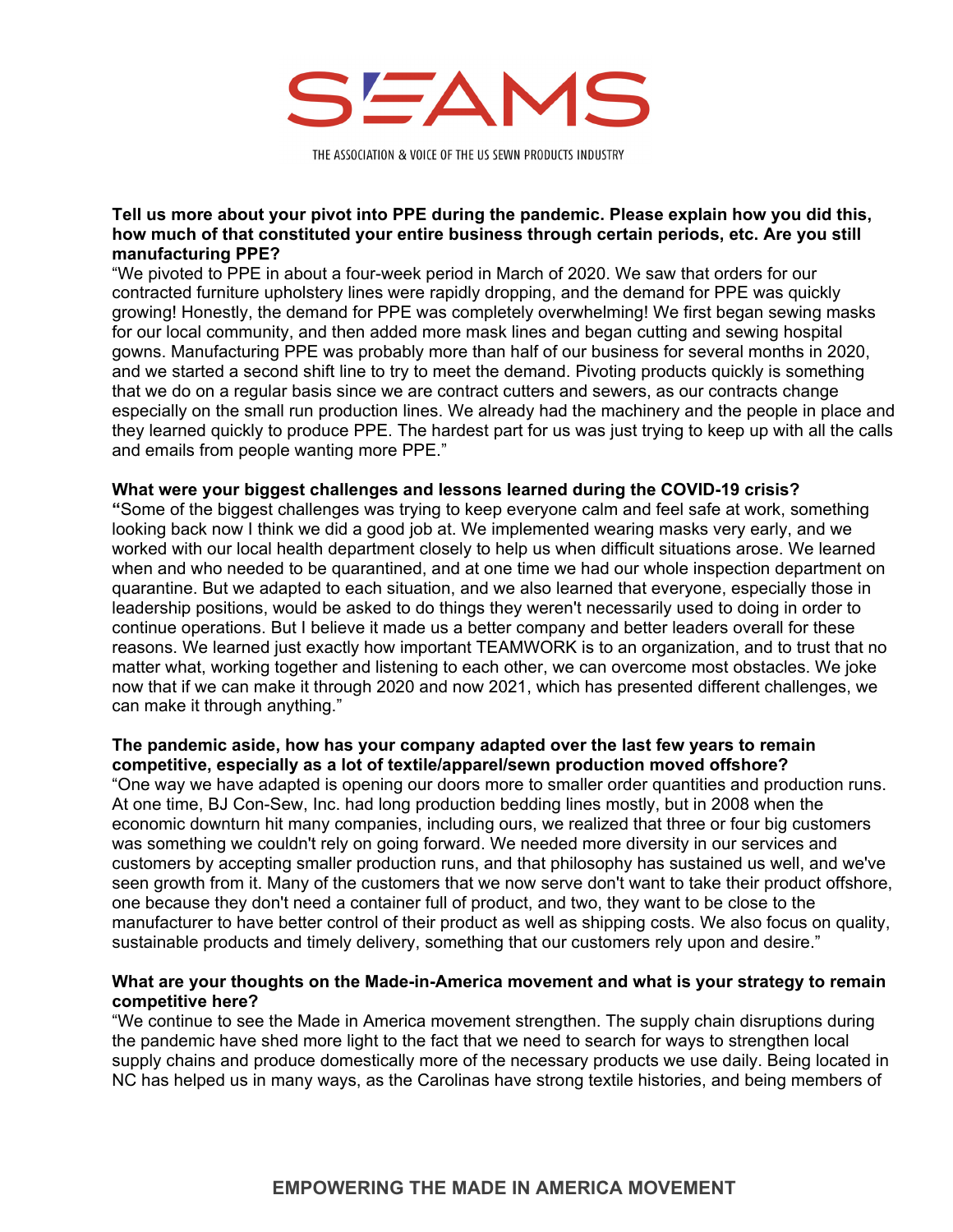**Tell us more about your pivot into PPE during the pandemic. Please explain how you did this, how much of that constituted your entire business through certain periods, etc. Are you still manufacturing PPE?**

"We pivoted to PPE in about a four-week period in March of 2020. We saw that orders for our contracted furniture upholstery lines were rapidly dropping, and the demand for PPE was quickly growing! Honestly, the demand for PPE was completely overwhelming! We first began sewing masks for our local community, and then added more mask lines and began cutting and sewing hospital gowns. Manufacturing PPE was probably more than half of our business for several months in 2020, and we started a second shift line to try to meet the demand. Pivoting products quickly is something that we do on a regular basis since we are contract cutters and sewers, as our contracts change especially on the small run production lines. We already had the machinery and the people in place and they learned quickly to produce PPE. The hardest part for us was just trying to keep up with all the calls and emails from people wanting more PPE."

**What were your biggest challenges and lessons learned during the COVID-19 crisis?**

"Some of the biggest challenges was trying to keep everyone calm and feel safe at work, something looking back now I think we did a good job at. We implemented wearing masks very early, and we worked with our local health department closely to help us when difficult situations arose. We learned when and who needed to be quarantined, and at one time we had our whole inspection department on quarantine. But we adapted to each situation, and we also learned that everyone, especially those in leadership positions, would be asked to do things they weren't necessarily used to doing in order to continue operations. But I believe it made us a better company and better leaders overall for these reasons. We learned just exactly how important TEAMWORK is to an organization, and to trust that no matter what, working together and listening to each other, we can overcome most obstacles. We joke now that if we can make it through 2020 and now 2021, which has presented different challenges, we can make it through anything."

**The pandemic aside, how has your company adapted over the last few years to remain competitive, especially as a lot of textile/apparel/sewn production moved offshore?**

"One way we have adapted is opening our doors more to smaller order quantities and production runs. At one time, BJ Con-Sew, Inc. had long production bedding lines mostly, but in 2008 when the economic downturn hit many companies, including ours, we realized that three or four big customers was something we couldn't rely on going forward. We needed more diversity in our services and customers by accepting smaller production runs, and that philosophy has sustained us well, and we've seen growth from it. Many of the customers that we now serve don't want to take their product offshore, one because they don't need a container full of product, and two, they want to be close to the manufacturer to have better control of their product as well as shipping costs. We also focus on quality, sustainable products and timely delivery, something that our customers rely upon and desire."

**What are your thoughts on the Made-in-America movement and what is your strategy to remain competitive here?**

"We continue to see the Made in America movement strengthen. The supply chain disruptions during the pandemic have shed more light to the fact that we need to search for ways to strengthen local supply chains and produce domestically more of the necessary products we use daily. Being located in NC has helped us in many ways, as the Carolinas have strong textile histories, and being members of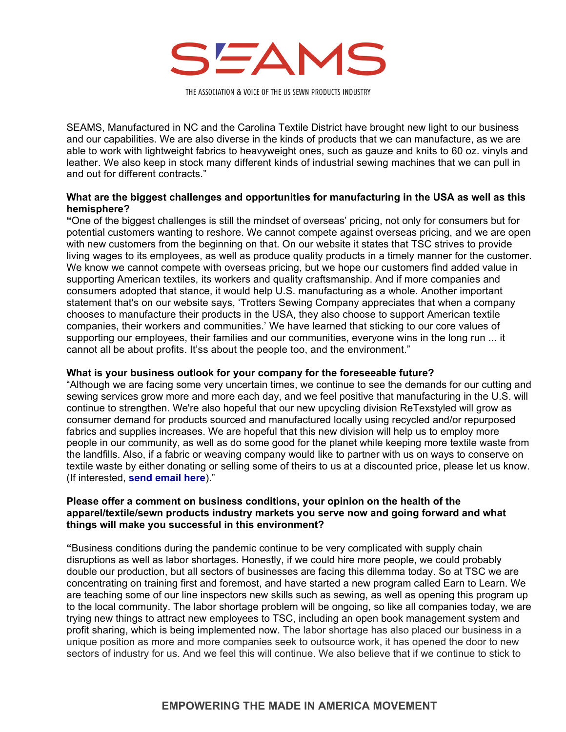SEAMS, Manufactured in NC and the Carolina Textile District have brought new light to our business and our capabilities. We are also diverse in the kinds of products that we can manufacture, as we are able to work with lightweight fabrics to heavyweight ones, such as gauze and knits to 60 oz. vinyls and leather. We also keep in stock many different kinds of industrial sewing machines that we can pull in and out for different contracts."

**What are the biggest challenges and opportunities for manufacturing in the USA as well as this hemisphere?**

"One of the biggest challenges is still the mindset of overseas' pricing, not only for consumers but for potential customers wanting to reshore. We cannot compete against overseas pricing, and we are open with new customers from the beginning on that. On our website it states that TSC strives to provide living wages to its employees, as well as produce quality products in a timely manner for the customer. We know we cannot compete with overseas pricing, but we hope our customers find added value in supporting American textiles, its workers and quality craftsmanship. And if more companies and consumers adopted that stance, it would help U.S. manufacturing as a whole. Another important statement that's on our website says, 'Trotters Sewing Company appreciates that when a company chooses to manufacture their products in the USA, they also choose to support American textile companies, their workers and communities.' We have learned that sticking to our core values of supporting our employees, their families and our communities, everyone wins in the long run ... it cannot all be about profits. It'ss about the people too, and the environment."

**What is your business outlook for your company for the foreseeable future?**

"Although we are facing some very uncertain times, we continue to see the demands for our cutting and sewing services grow more and more each day, and we feel positive that manufacturing in the U.S. will continue to strengthen. We're also hopeful that our new upcycling division ReTexstyled will grow as consumer demand for products sourced and manufactured locally using recycled and/or repurposed fabrics and supplies increases. We are hopeful that this new division will help us to employ more people in our community, as well as do some good for the planet while keeping more textile waste from the landfills. Also, if a fabric or weaving company would like to partner with us on ways to conserve on textile waste by either donating or selling some of theirs to us at a discounted price, please let us know. (If interested, **send email here**)."

**Please offer a comment on business conditions, your opinion on the health of the apparel/textile/sewn products industry markets you serve now and going forward and what things will make you successful in this environment?**

"Business conditions during the pandemic continue to be very complicated with supply chain disruptions as well as labor shortages. Honestly, if we could hire more people, we could probably double our production, but all sectors of businesses are facing this dilemma today. So at TSC we are concentrating on training first and foremost, and have started a new program called Earn to Learn. We are teaching some of our line inspectors new skills such as sewing, as well as opening this program up to the local community. The labor shortage problem will be ongoing, so like all companies today, we are trying new things to attract new employees to TSC, including an open book management system and profit sharing, which is being implemented now. The labor shortage has also placed our business in a unique position as more and more companies seek to outsource work, it has opened the door to new sectors of industry for us. And we feel this will continue. We also believe that if we continue to stick to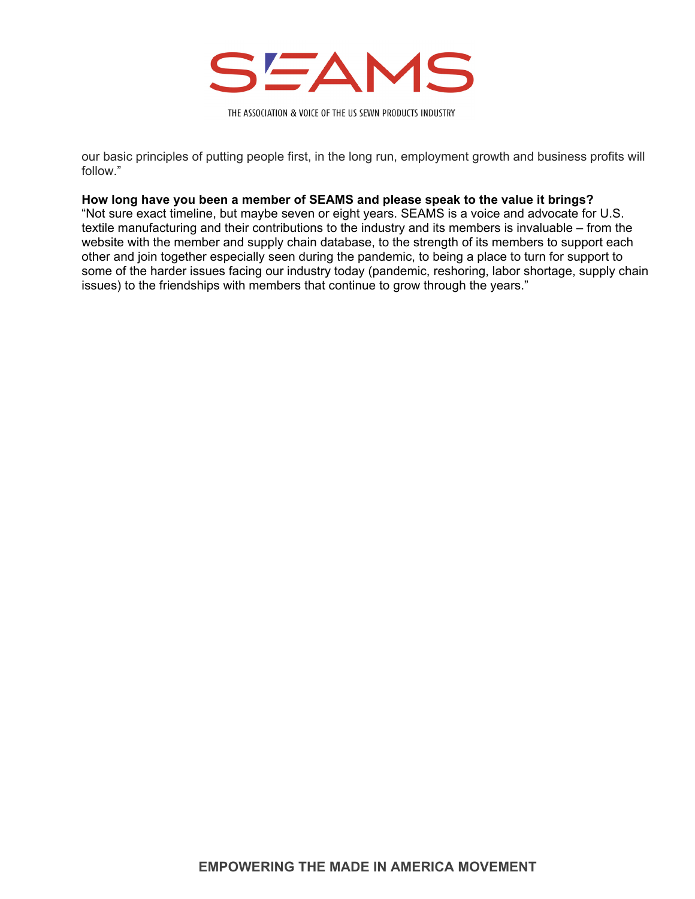our basic principles of putting people first, in the long run, employment growth and business profits will follow."

**How long have you been a member of SEAMS and please speak to the value it brings?**
"Not sure exact timeline, but maybe seven or eight years. SEAMS is a voice and advocate for U.S. textile manufacturing and their contributions to the industry and its members is invaluable – from the website with the member and supply chain database, to the strength of its members to support each other and join together especially seen during the pandemic, to being a place to turn for support to some of the harder issues facing our industry today (pandemic, reshoring, labor shortage, supply chain issues) to the friendships with members that continue to grow through the years."